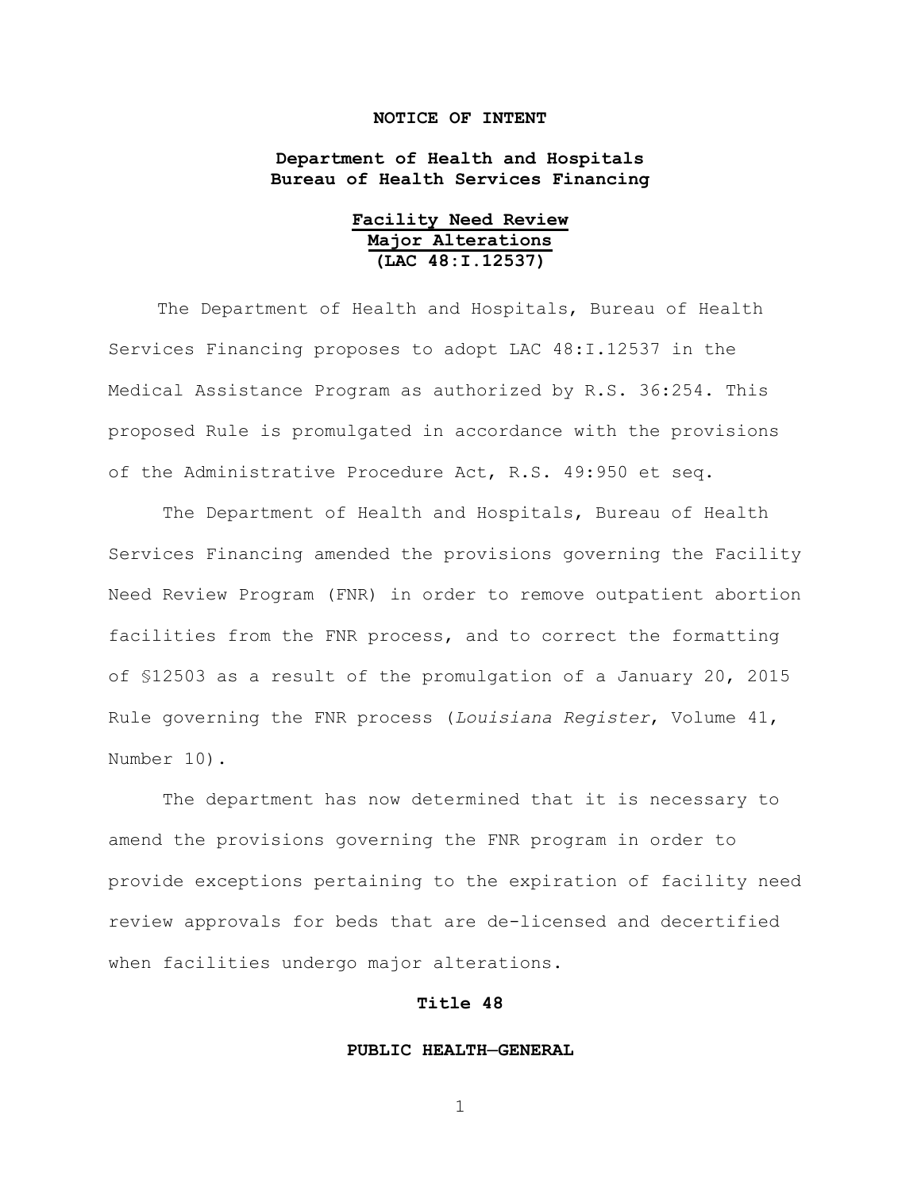**NOTICE OF INTENT**

**Department of Health and Hospitals**
**Bureau of Health Services Financing**

**Facility Need Review**
**Major Alterations**
**(LAC 48:I.12537)**

The Department of Health and Hospitals, Bureau of Health Services Financing proposes to adopt LAC 48:I.12537 in the Medical Assistance Program as authorized by R.S. 36:254. This proposed Rule is promulgated in accordance with the provisions of the Administrative Procedure Act, R.S. 49:950 et seq.

The Department of Health and Hospitals, Bureau of Health Services Financing amended the provisions governing the Facility Need Review Program (FNR) in order to remove outpatient abortion facilities from the FNR process, and to correct the formatting of §12503 as a result of the promulgation of a January 20, 2015 Rule governing the FNR process (*Louisiana Register*, Volume 41, Number 10).

The department has now determined that it is necessary to amend the provisions governing the FNR program in order to provide exceptions pertaining to the expiration of facility need review approvals for beds that are de-licensed and decertified when facilities undergo major alterations.

**Title 48**

**PUBLIC HEALTH—GENERAL**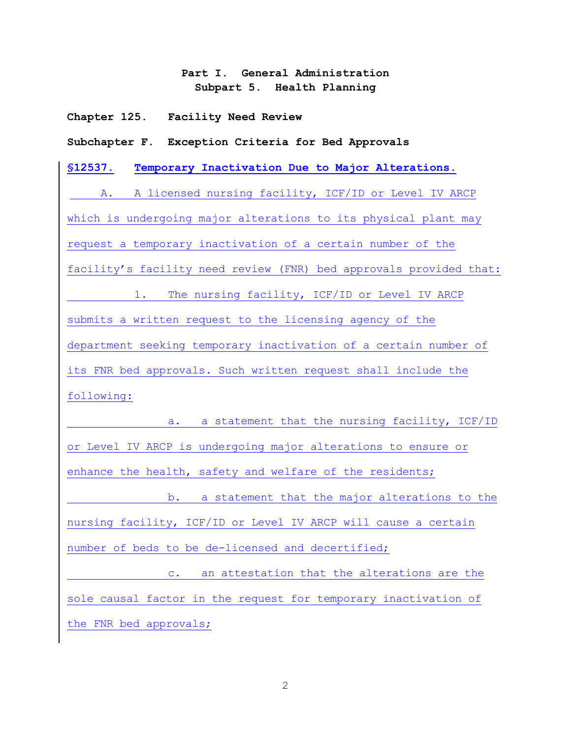**Part I. General Administration**
**Subpart 5. Health Planning**

**Chapter 125. Facility Need Review**

**Subchapter F. Exception Criteria for Bed Approvals**

## §12537. Temporary Inactivation Due to Major Alterations.

A. A licensed nursing facility, ICF/ID or Level IV ARCP which is undergoing major alterations to its physical plant may request a temporary inactivation of a certain number of the facility's facility need review (FNR) bed approvals provided that:

1. The nursing facility, ICF/ID or Level IV ARCP submits a written request to the licensing agency of the department seeking temporary inactivation of a certain number of its FNR bed approvals. Such written request shall include the following:

a. a statement that the nursing facility, ICF/ID or Level IV ARCP is undergoing major alterations to ensure or enhance the health, safety and welfare of the residents;

b. a statement that the major alterations to the nursing facility, ICF/ID or Level IV ARCP will cause a certain number of beds to be de-licensed and decertified;

c. an attestation that the alterations are the sole causal factor in the request for temporary inactivation of the FNR bed approvals;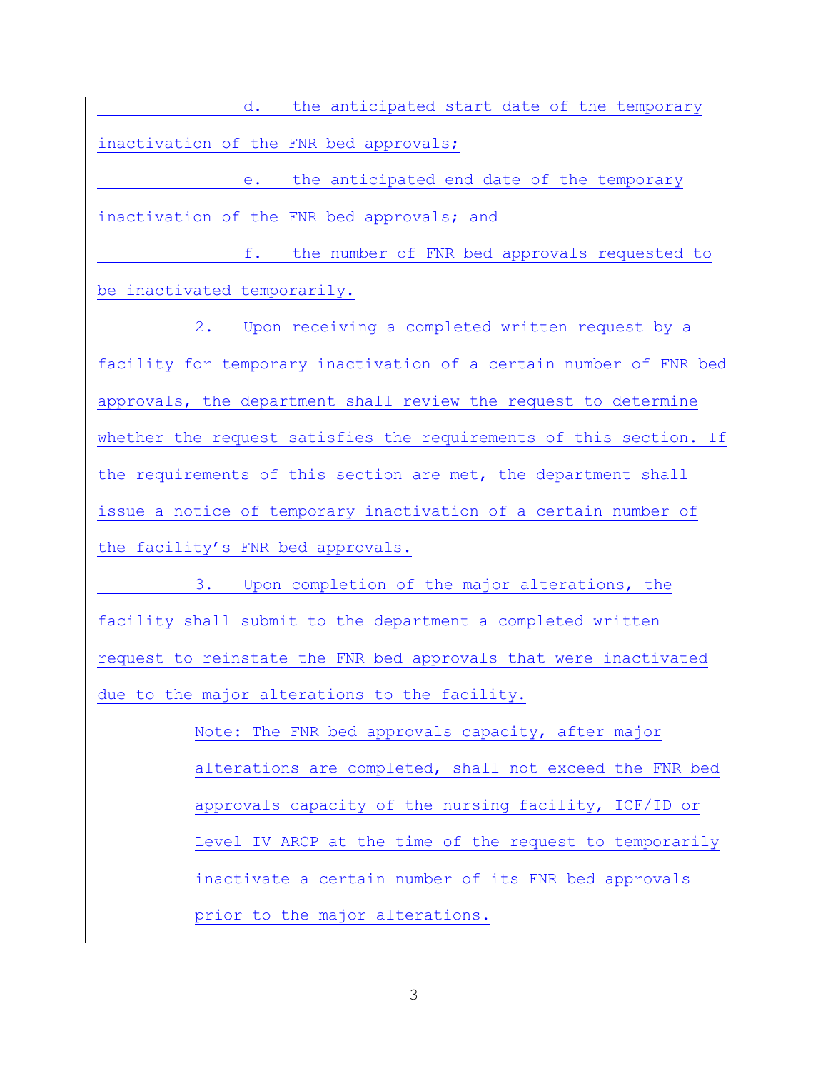d. the anticipated start date of the temporary inactivation of the FNR bed approvals;

e. the anticipated end date of the temporary inactivation of the FNR bed approvals; and

f. the number of FNR bed approvals requested to be inactivated temporarily.

2. Upon receiving a completed written request by a facility for temporary inactivation of a certain number of FNR bed approvals, the department shall review the request to determine whether the request satisfies the requirements of this section. If the requirements of this section are met, the department shall issue a notice of temporary inactivation of a certain number of the facility's FNR bed approvals.

3. Upon completion of the major alterations, the facility shall submit to the department a completed written request to reinstate the FNR bed approvals that were inactivated due to the major alterations to the facility.

> Note: The FNR bed approvals capacity, after major alterations are completed, shall not exceed the FNR bed approvals capacity of the nursing facility, ICF/ID or Level IV ARCP at the time of the request to temporarily inactivate a certain number of its FNR bed approvals prior to the major alterations.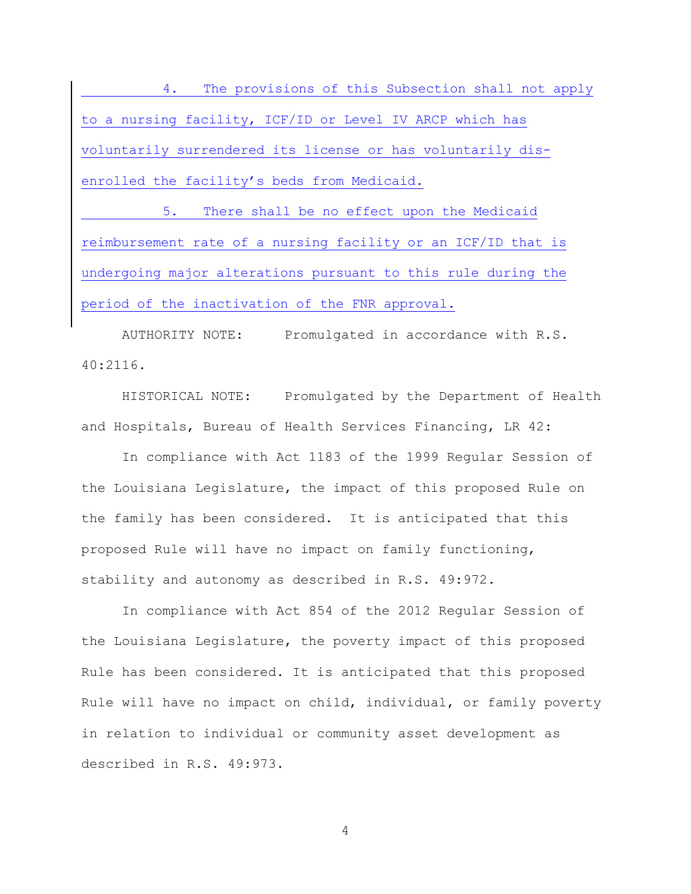4. The provisions of this Subsection shall not apply to a nursing facility, ICF/ID or Level IV ARCP which has voluntarily surrendered its license or has voluntarily dis-enrolled the facility's beds from Medicaid.

5. There shall be no effect upon the Medicaid reimbursement rate of a nursing facility or an ICF/ID that is undergoing major alterations pursuant to this rule during the period of the inactivation of the FNR approval.

AUTHORITY NOTE: Promulgated in accordance with R.S. 40:2116.

HISTORICAL NOTE: Promulgated by the Department of Health and Hospitals, Bureau of Health Services Financing, LR 42:

In compliance with Act 1183 of the 1999 Regular Session of the Louisiana Legislature, the impact of this proposed Rule on the family has been considered. It is anticipated that this proposed Rule will have no impact on family functioning, stability and autonomy as described in R.S. 49:972.

In compliance with Act 854 of the 2012 Regular Session of the Louisiana Legislature, the poverty impact of this proposed Rule has been considered. It is anticipated that this proposed Rule will have no impact on child, individual, or family poverty in relation to individual or community asset development as described in R.S. 49:973.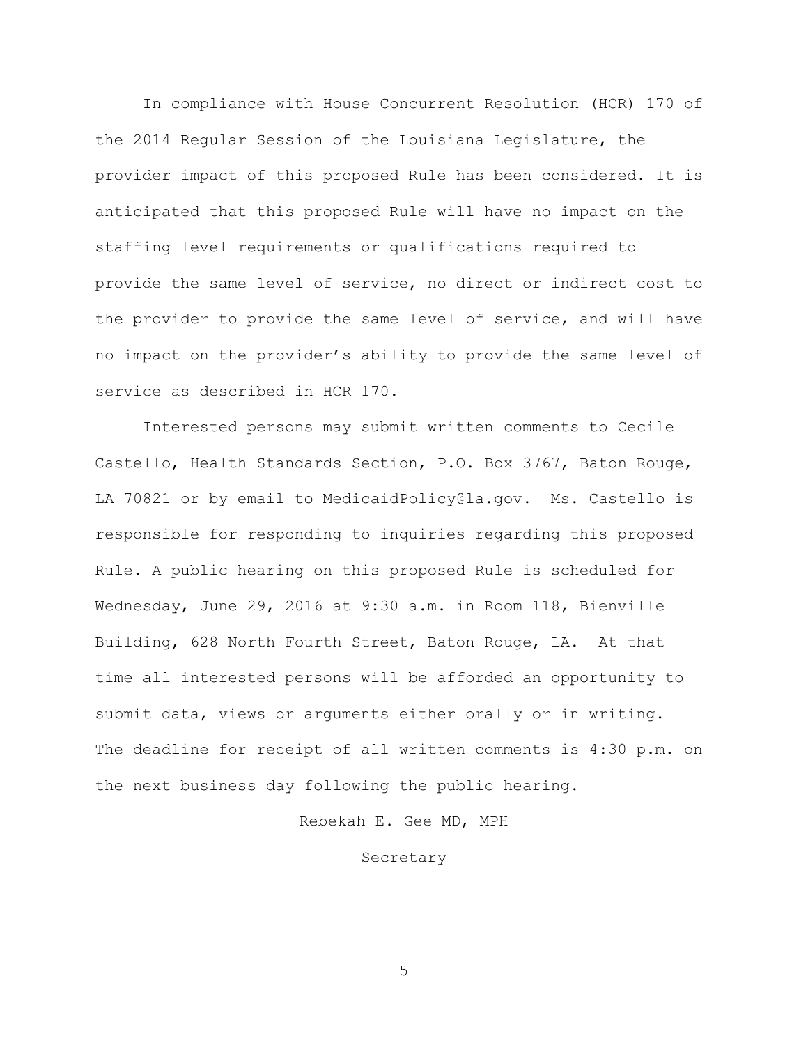In compliance with House Concurrent Resolution (HCR) 170 of the 2014 Regular Session of the Louisiana Legislature, the provider impact of this proposed Rule has been considered. It is anticipated that this proposed Rule will have no impact on the staffing level requirements or qualifications required to provide the same level of service, no direct or indirect cost to the provider to provide the same level of service, and will have no impact on the provider's ability to provide the same level of service as described in HCR 170.

Interested persons may submit written comments to Cecile Castello, Health Standards Section, P.O. Box 3767, Baton Rouge, LA 70821 or by email to MedicaidPolicy@la.gov. Ms. Castello is responsible for responding to inquiries regarding this proposed Rule. A public hearing on this proposed Rule is scheduled for Wednesday, June 29, 2016 at 9:30 a.m. in Room 118, Bienville Building, 628 North Fourth Street, Baton Rouge, LA. At that time all interested persons will be afforded an opportunity to submit data, views or arguments either orally or in writing. The deadline for receipt of all written comments is 4:30 p.m. on the next business day following the public hearing.

Rebekah E. Gee MD, MPH

Secretary